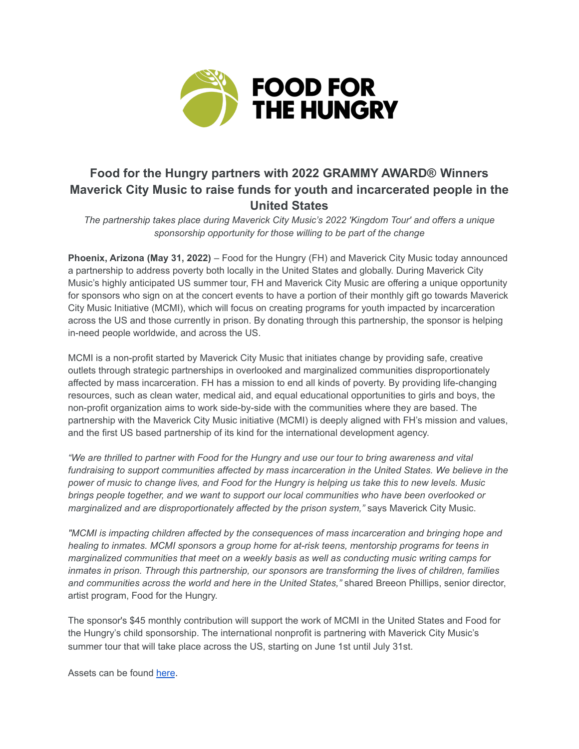FOOD FOR THE HUNGRY

## Food for the Hungry partners with 2022 GRAMMY AWARD® Winners Maverick City Music to raise funds for youth and incarcerated people in the United States

*The partnership takes place during Maverick City Music's 2022 'Kingdom Tour' and offers a unique sponsorship opportunity for those willing to be part of the change*

**Phoenix, Arizona (May 31, 2022)** – Food for the Hungry (FH) and Maverick City Music today announced a partnership to address poverty both locally in the United States and globally. During Maverick City Music's highly anticipated US summer tour, FH and Maverick City Music are offering a unique opportunity for sponsors who sign on at the concert events to have a portion of their monthly gift go towards Maverick City Music Initiative (MCMI), which will focus on creating programs for youth impacted by incarceration across the US and those currently in prison. By donating through this partnership, the sponsor is helping in-need people worldwide, and across the US.

MCMI is a non-profit started by Maverick City Music that initiates change by providing safe, creative outlets through strategic partnerships in overlooked and marginalized communities disproportionately affected by mass incarceration. FH has a mission to end all kinds of poverty. By providing life-changing resources, such as clean water, medical aid, and equal educational opportunities to girls and boys, the non-profit organization aims to work side-by-side with the communities where they are based. The partnership with the Maverick City Music initiative (MCMI) is deeply aligned with FH's mission and values, and the first US based partnership of its kind for the international development agency.

*"We are thrilled to partner with Food for the Hungry and use our tour to bring awareness and vital fundraising to support communities affected by mass incarceration in the United States. We believe in the power of music to change lives, and Food for the Hungry is helping us take this to new levels. Music brings people together, and we want to support our local communities who have been overlooked or marginalized and are disproportionately affected by the prison system,"* says Maverick City Music.

*"MCMI is impacting children affected by the consequences of mass incarceration and bringing hope and healing to inmates. MCMI sponsors a group home for at-risk teens, mentorship programs for teens in marginalized communities that meet on a weekly basis as well as conducting music writing camps for inmates in prison. Through this partnership, our sponsors are transforming the lives of children, families and communities across the world and here in the United States,"* shared Breeon Phillips, senior director, artist program, Food for the Hungry.

The sponsor's $45 monthly contribution will support the work of MCMI in the United States and Food for the Hungry's child sponsorship. The international nonprofit is partnering with Maverick City Music's summer tour that will take place across the US, starting on June 1st until July 31st.

Assets can be found here.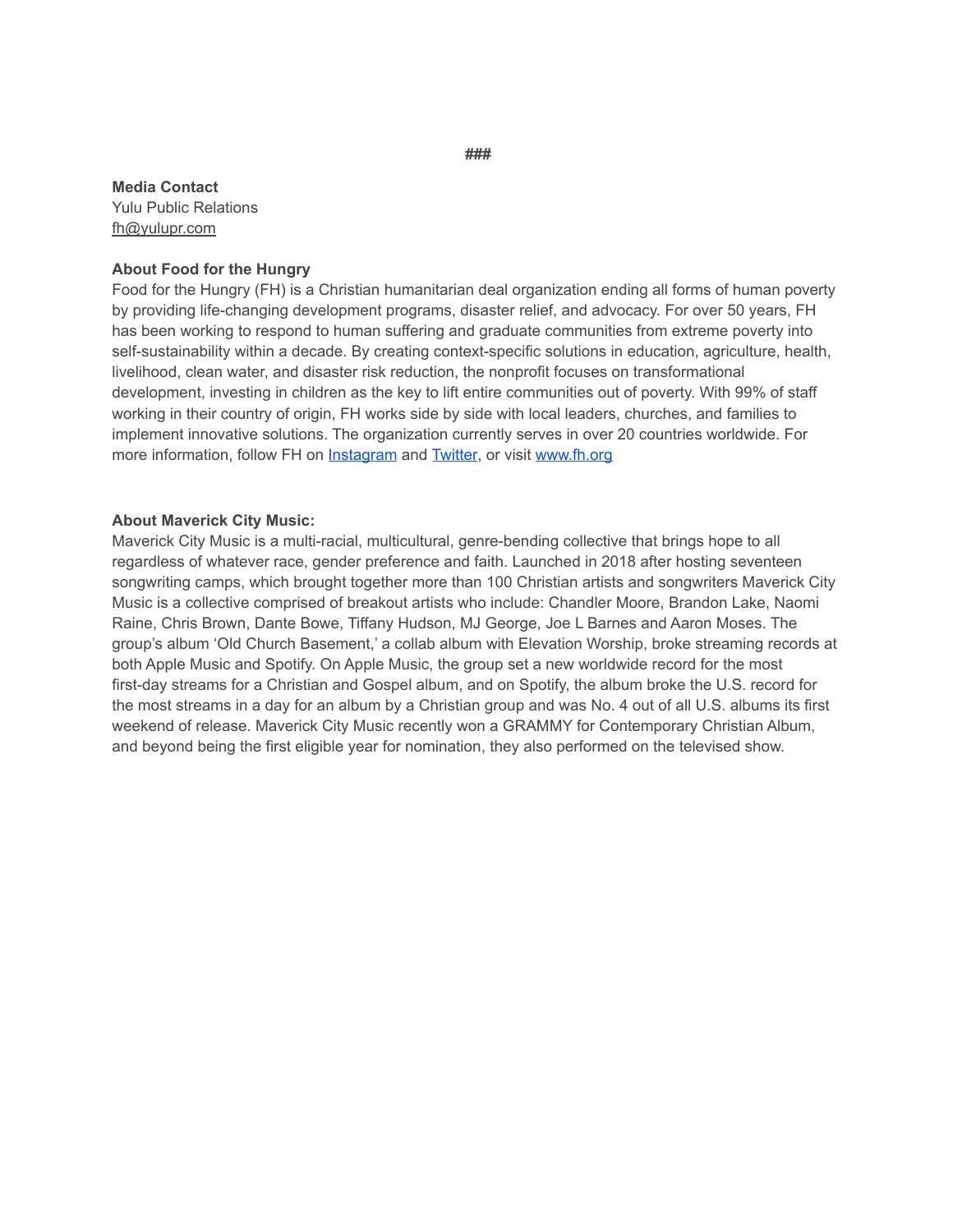###

**Media Contact**
Yulu Public Relations
fh@yulupr.com

**About Food for the Hungry**
Food for the Hungry (FH) is a Christian humanitarian deal organization ending all forms of human poverty by providing life-changing development programs, disaster relief, and advocacy. For over 50 years, FH has been working to respond to human suffering and graduate communities from extreme poverty into self-sustainability within a decade. By creating context-specific solutions in education, agriculture, health, livelihood, clean water, and disaster risk reduction, the nonprofit focuses on transformational development, investing in children as the key to lift entire communities out of poverty. With 99% of staff working in their country of origin, FH works side by side with local leaders, churches, and families to implement innovative solutions. The organization currently serves in over 20 countries worldwide. For more information, follow FH on Instagram and Twitter, or visit www.fh.org

**About Maverick City Music:**
Maverick City Music is a multi-racial, multicultural, genre-bending collective that brings hope to all regardless of whatever race, gender preference and faith. Launched in 2018 after hosting seventeen songwriting camps, which brought together more than 100 Christian artists and songwriters Maverick City Music is a collective comprised of breakout artists who include: Chandler Moore, Brandon Lake, Naomi Raine, Chris Brown, Dante Bowe, Tiffany Hudson, MJ George, Joe L Barnes and Aaron Moses. The group's album 'Old Church Basement,' a collab album with Elevation Worship, broke streaming records at both Apple Music and Spotify. On Apple Music, the group set a new worldwide record for the most first-day streams for a Christian and Gospel album, and on Spotify, the album broke the U.S. record for the most streams in a day for an album by a Christian group and was No. 4 out of all U.S. albums its first weekend of release. Maverick City Music recently won a GRAMMY for Contemporary Christian Album, and beyond being the first eligible year for nomination, they also performed on the televised show.